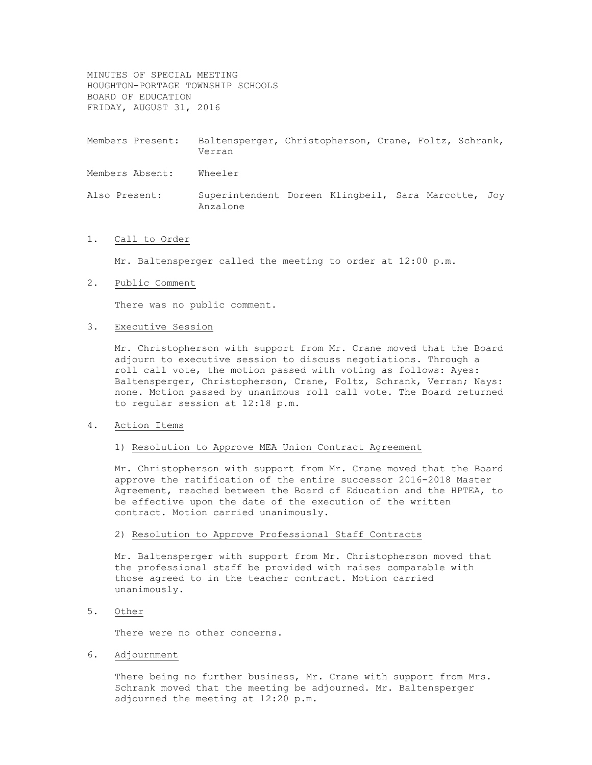MINUTES OF SPECIAL MEETING
HOUGHTON-PORTAGE TOWNSHIP SCHOOLS
BOARD OF EDUCATION
FRIDAY, AUGUST 31, 2016

Members Present: Baltensperger, Christopherson, Crane, Foltz, Schrank, Verran

Members Absent: Wheeler

Also Present: Superintendent Doreen Klingbeil, Sara Marcotte, Joy Anzalone

1. <u>Call to Order</u>

   Mr. Baltensperger called the meeting to order at 12:00 p.m.

2. <u>Public Comment</u>

   There was no public comment.

3. <u>Executive Session</u>

   Mr. Christopherson with support from Mr. Crane moved that the Board adjourn to executive session to discuss negotiations. Through a roll call vote, the motion passed with voting as follows: Ayes: Baltensperger, Christopherson, Crane, Foltz, Schrank, Verran; Nays: none. Motion passed by unanimous roll call vote. The Board returned to regular session at 12:18 p.m.

4. <u>Action Items</u>

   1) <u>Resolution to Approve MEA Union Contract Agreement</u>

   Mr. Christopherson with support from Mr. Crane moved that the Board approve the ratification of the entire successor 2016-2018 Master Agreement, reached between the Board of Education and the HPTEA, to be effective upon the date of the execution of the written contract. Motion carried unanimously.

   2) <u>Resolution to Approve Professional Staff Contracts</u>

   Mr. Baltensperger with support from Mr. Christopherson moved that the professional staff be provided with raises comparable with those agreed to in the teacher contract. Motion carried unanimously.

5. <u>Other</u>

   There were no other concerns.

6. <u>Adjournment</u>

   There being no further business, Mr. Crane with support from Mrs. Schrank moved that the meeting be adjourned. Mr. Baltensperger adjourned the meeting at 12:20 p.m.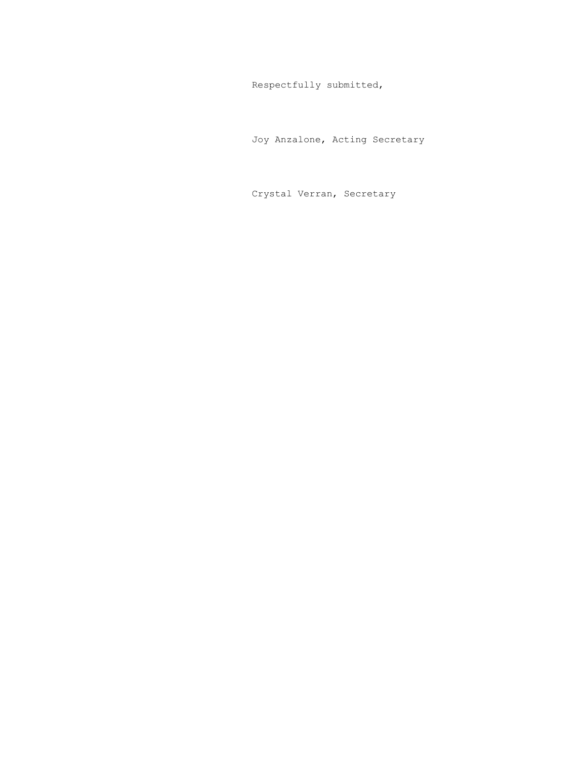Respectfully submitted,

Joy Anzalone, Acting Secretary

Crystal Verran, Secretary